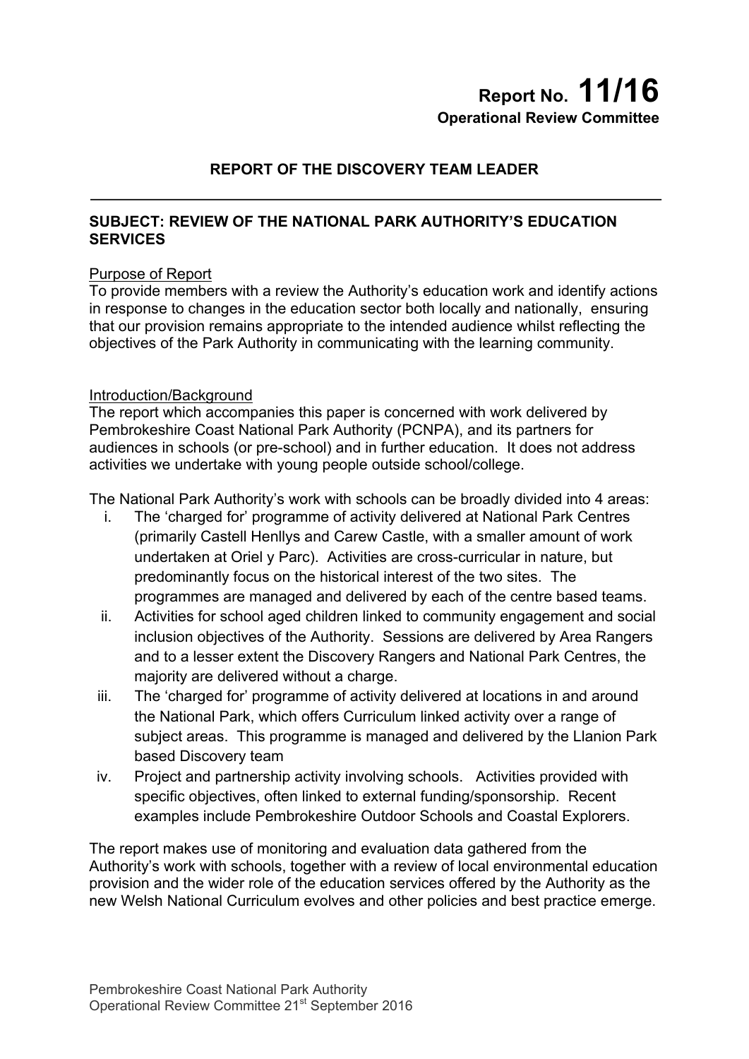# Report No. 11/16

**Operational Review Committee**

## REPORT OF THE DISCOVERY TEAM LEADER

**SUBJECT: REVIEW OF THE NATIONAL PARK AUTHORITY'S EDUCATION SERVICES**

Purpose of Report

To provide members with a review the Authority's education work and identify actions in response to changes in the education sector both locally and nationally, ensuring that our provision remains appropriate to the intended audience whilst reflecting the objectives of the Park Authority in communicating with the learning community.

Introduction/Background

The report which accompanies this paper is concerned with work delivered by Pembrokeshire Coast National Park Authority (PCNPA), and its partners for audiences in schools (or pre-school) and in further education. It does not address activities we undertake with young people outside school/college.

The National Park Authority's work with schools can be broadly divided into 4 areas:

i. The 'charged for' programme of activity delivered at National Park Centres (primarily Castell Henllys and Carew Castle, with a smaller amount of work undertaken at Oriel y Parc). Activities are cross-curricular in nature, but predominantly focus on the historical interest of the two sites. The programmes are managed and delivered by each of the centre based teams.
ii. Activities for school aged children linked to community engagement and social inclusion objectives of the Authority. Sessions are delivered by Area Rangers and to a lesser extent the Discovery Rangers and National Park Centres, the majority are delivered without a charge.
iii. The 'charged for' programme of activity delivered at locations in and around the National Park, which offers Curriculum linked activity over a range of subject areas. This programme is managed and delivered by the Llanion Park based Discovery team
iv. Project and partnership activity involving schools. Activities provided with specific objectives, often linked to external funding/sponsorship. Recent examples include Pembrokeshire Outdoor Schools and Coastal Explorers.

The report makes use of monitoring and evaluation data gathered from the Authority's work with schools, together with a review of local environmental education provision and the wider role of the education services offered by the Authority as the new Welsh National Curriculum evolves and other policies and best practice emerge.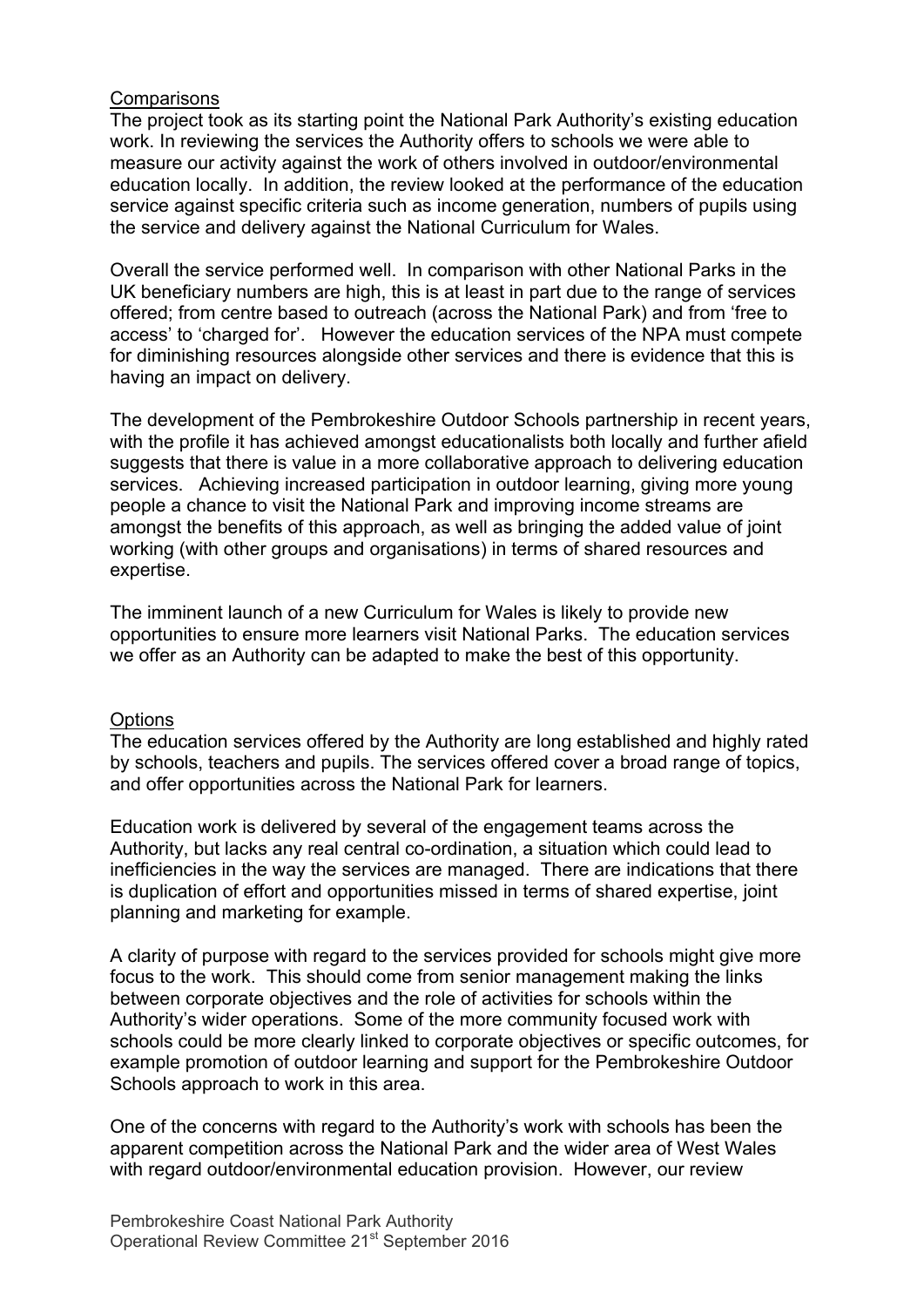Comparisons

The project took as its starting point the National Park Authority's existing education work. In reviewing the services the Authority offers to schools we were able to measure our activity against the work of others involved in outdoor/environmental education locally. In addition, the review looked at the performance of the education service against specific criteria such as income generation, numbers of pupils using the service and delivery against the National Curriculum for Wales.

Overall the service performed well. In comparison with other National Parks in the UK beneficiary numbers are high, this is at least in part due to the range of services offered; from centre based to outreach (across the National Park) and from 'free to access' to 'charged for'. However the education services of the NPA must compete for diminishing resources alongside other services and there is evidence that this is having an impact on delivery.

The development of the Pembrokeshire Outdoor Schools partnership in recent years, with the profile it has achieved amongst educationalists both locally and further afield suggests that there is value in a more collaborative approach to delivering education services. Achieving increased participation in outdoor learning, giving more young people a chance to visit the National Park and improving income streams are amongst the benefits of this approach, as well as bringing the added value of joint working (with other groups and organisations) in terms of shared resources and expertise.

The imminent launch of a new Curriculum for Wales is likely to provide new opportunities to ensure more learners visit National Parks. The education services we offer as an Authority can be adapted to make the best of this opportunity.

Options

The education services offered by the Authority are long established and highly rated by schools, teachers and pupils. The services offered cover a broad range of topics, and offer opportunities across the National Park for learners.

Education work is delivered by several of the engagement teams across the Authority, but lacks any real central co-ordination, a situation which could lead to inefficiencies in the way the services are managed. There are indications that there is duplication of effort and opportunities missed in terms of shared expertise, joint planning and marketing for example.

A clarity of purpose with regard to the services provided for schools might give more focus to the work. This should come from senior management making the links between corporate objectives and the role of activities for schools within the Authority's wider operations. Some of the more community focused work with schools could be more clearly linked to corporate objectives or specific outcomes, for example promotion of outdoor learning and support for the Pembrokeshire Outdoor Schools approach to work in this area.

One of the concerns with regard to the Authority's work with schools has been the apparent competition across the National Park and the wider area of West Wales with regard outdoor/environmental education provision. However, our review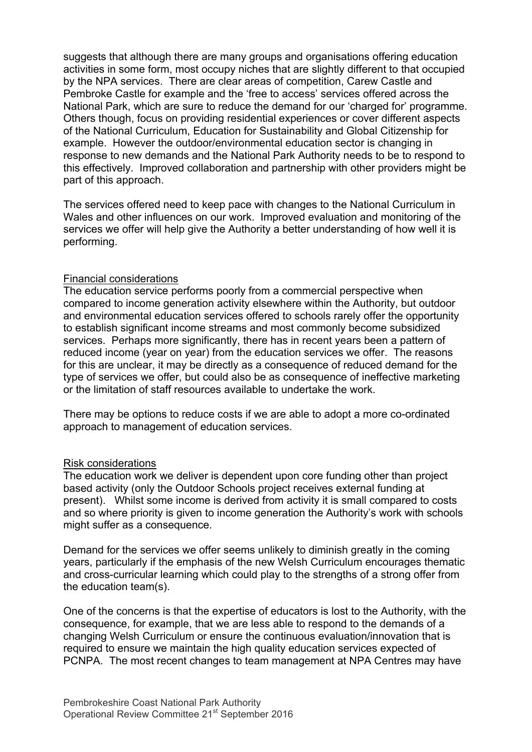suggests that although there are many groups and organisations offering education activities in some form, most occupy niches that are slightly different to that occupied by the NPA services. There are clear areas of competition, Carew Castle and Pembroke Castle for example and the 'free to access' services offered across the National Park, which are sure to reduce the demand for our 'charged for' programme. Others though, focus on providing residential experiences or cover different aspects of the National Curriculum, Education for Sustainability and Global Citizenship for example. However the outdoor/environmental education sector is changing in response to new demands and the National Park Authority needs to be to respond to this effectively. Improved collaboration and partnership with other providers might be part of this approach.

The services offered need to keep pace with changes to the National Curriculum in Wales and other influences on our work. Improved evaluation and monitoring of the services we offer will help give the Authority a better understanding of how well it is performing.

Financial considerations

The education service performs poorly from a commercial perspective when compared to income generation activity elsewhere within the Authority, but outdoor and environmental education services offered to schools rarely offer the opportunity to establish significant income streams and most commonly become subsidized services. Perhaps more significantly, there has in recent years been a pattern of reduced income (year on year) from the education services we offer. The reasons for this are unclear, it may be directly as a consequence of reduced demand for the type of services we offer, but could also be as consequence of ineffective marketing or the limitation of staff resources available to undertake the work.

There may be options to reduce costs if we are able to adopt a more co-ordinated approach to management of education services.

Risk considerations

The education work we deliver is dependent upon core funding other than project based activity (only the Outdoor Schools project receives external funding at present). Whilst some income is derived from activity it is small compared to costs and so where priority is given to income generation the Authority's work with schools might suffer as a consequence.

Demand for the services we offer seems unlikely to diminish greatly in the coming years, particularly if the emphasis of the new Welsh Curriculum encourages thematic and cross-curricular learning which could play to the strengths of a strong offer from the education team(s).

One of the concerns is that the expertise of educators is lost to the Authority, with the consequence, for example, that we are less able to respond to the demands of a changing Welsh Curriculum or ensure the continuous evaluation/innovation that is required to ensure we maintain the high quality education services expected of PCNPA. The most recent changes to team management at NPA Centres may have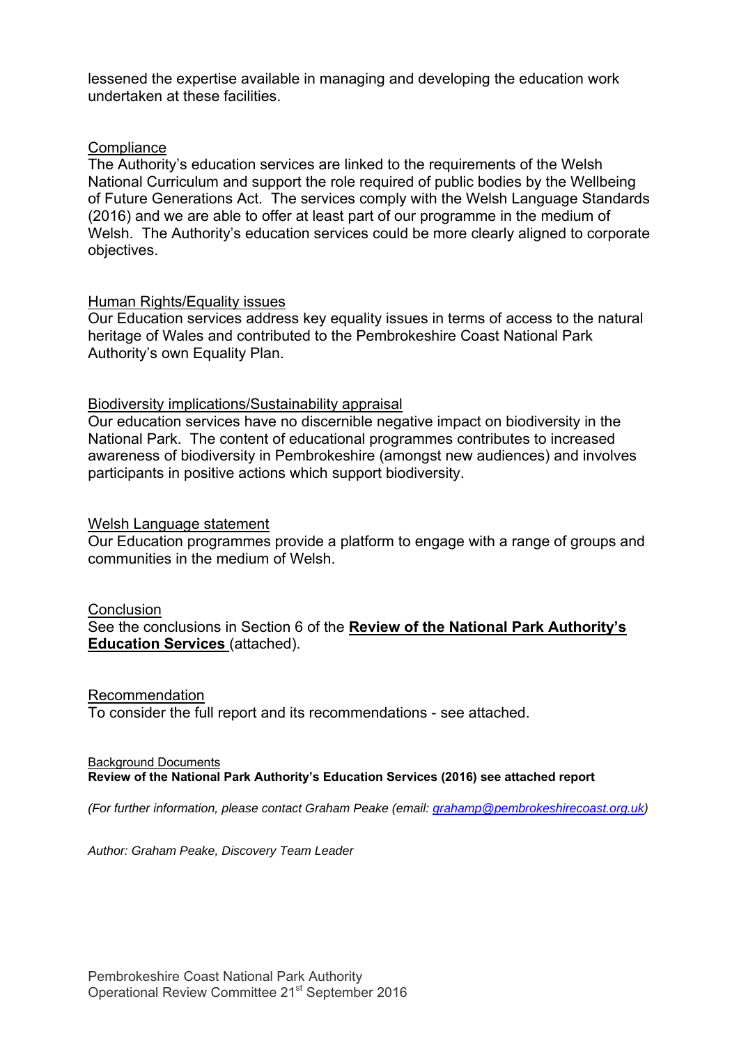lessened the expertise available in managing and developing the education work undertaken at these facilities.

Compliance

The Authority's education services are linked to the requirements of the Welsh National Curriculum and support the role required of public bodies by the Wellbeing of Future Generations Act. The services comply with the Welsh Language Standards (2016) and we are able to offer at least part of our programme in the medium of Welsh. The Authority's education services could be more clearly aligned to corporate objectives.

Human Rights/Equality issues

Our Education services address key equality issues in terms of access to the natural heritage of Wales and contributed to the Pembrokeshire Coast National Park Authority's own Equality Plan.

Biodiversity implications/Sustainability appraisal

Our education services have no discernible negative impact on biodiversity in the National Park. The content of educational programmes contributes to increased awareness of biodiversity in Pembrokeshire (amongst new audiences) and involves participants in positive actions which support biodiversity.

Welsh Language statement

Our Education programmes provide a platform to engage with a range of groups and communities in the medium of Welsh.

Conclusion

See the conclusions in Section 6 of the **Review of the National Park Authority's Education Services** (attached).

Recommendation

To consider the full report and its recommendations - see attached.

Background Documents

**Review of the National Park Authority's Education Services (2016) see attached report**

*(For further information, please contact Graham Peake (email: grahamp@pembrokeshirecoast.org.uk)*

*Author: Graham Peake, Discovery Team Leader*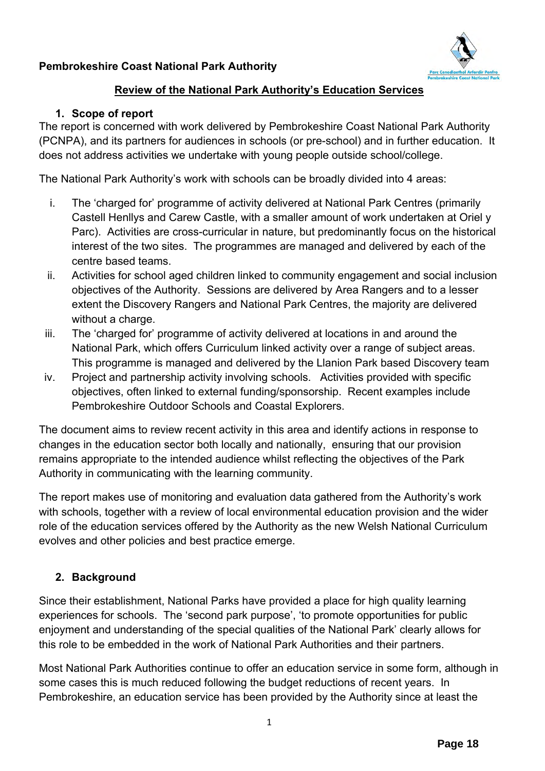**Pembrokeshire Coast National Park Authority**

## Review of the National Park Authority's Education Services

### 1. Scope of report

The report is concerned with work delivered by Pembrokeshire Coast National Park Authority (PCNPA), and its partners for audiences in schools (or pre-school) and in further education. It does not address activities we undertake with young people outside school/college.

The National Park Authority's work with schools can be broadly divided into 4 areas:

i. The 'charged for' programme of activity delivered at National Park Centres (primarily Castell Henllys and Carew Castle, with a smaller amount of work undertaken at Oriel y Parc). Activities are cross-curricular in nature, but predominantly focus on the historical interest of the two sites. The programmes are managed and delivered by each of the centre based teams.
ii. Activities for school aged children linked to community engagement and social inclusion objectives of the Authority. Sessions are delivered by Area Rangers and to a lesser extent the Discovery Rangers and National Park Centres, the majority are delivered without a charge.
iii. The 'charged for' programme of activity delivered at locations in and around the National Park, which offers Curriculum linked activity over a range of subject areas. This programme is managed and delivered by the Llanion Park based Discovery team
iv. Project and partnership activity involving schools. Activities provided with specific objectives, often linked to external funding/sponsorship. Recent examples include Pembrokeshire Outdoor Schools and Coastal Explorers.

The document aims to review recent activity in this area and identify actions in response to changes in the education sector both locally and nationally, ensuring that our provision remains appropriate to the intended audience whilst reflecting the objectives of the Park Authority in communicating with the learning community.

The report makes use of monitoring and evaluation data gathered from the Authority's work with schools, together with a review of local environmental education provision and the wider role of the education services offered by the Authority as the new Welsh National Curriculum evolves and other policies and best practice emerge.

### 2. Background

Since their establishment, National Parks have provided a place for high quality learning experiences for schools. The 'second park purpose', 'to promote opportunities for public enjoyment and understanding of the special qualities of the National Park' clearly allows for this role to be embedded in the work of National Park Authorities and their partners.

Most National Park Authorities continue to offer an education service in some form, although in some cases this is much reduced following the budget reductions of recent years. In Pembrokeshire, an education service has been provided by the Authority since at least the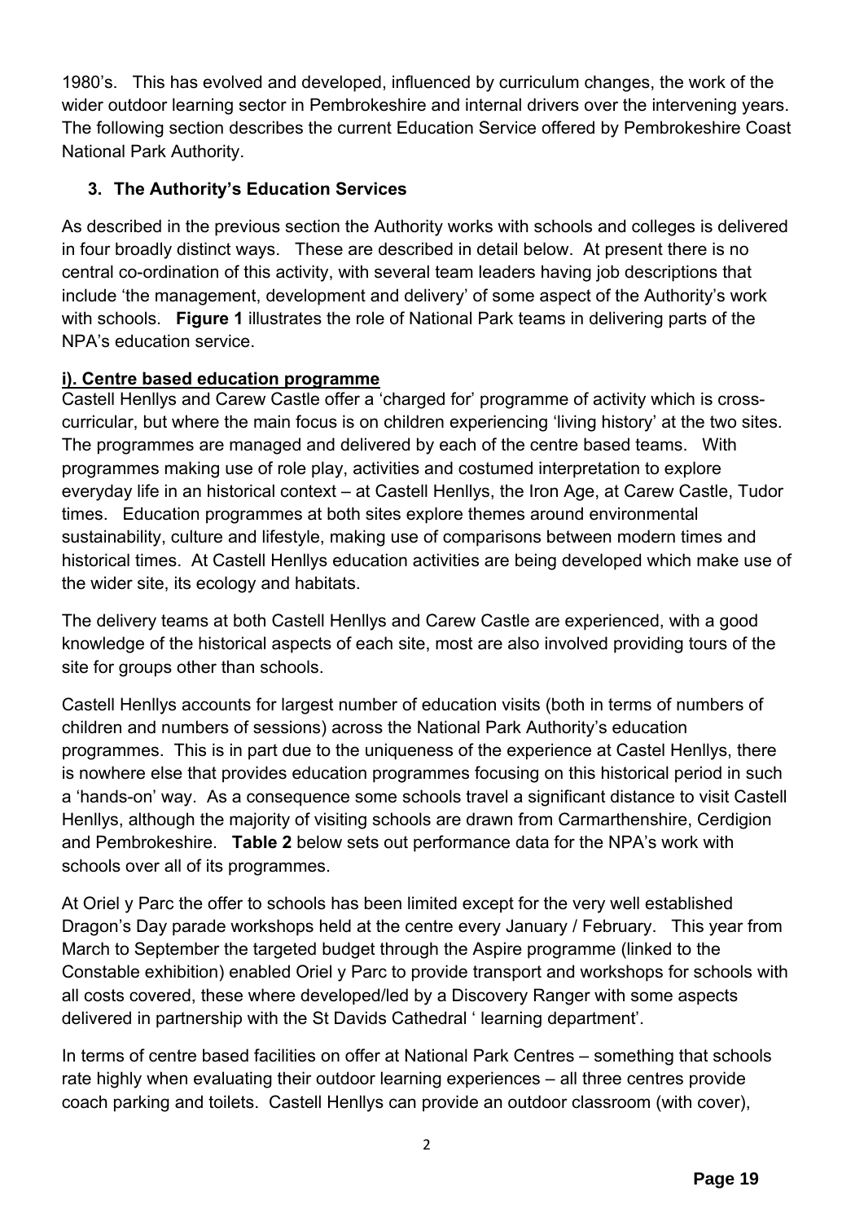1980's. This has evolved and developed, influenced by curriculum changes, the work of the wider outdoor learning sector in Pembrokeshire and internal drivers over the intervening years. The following section describes the current Education Service offered by Pembrokeshire Coast National Park Authority.

## 3. The Authority's Education Services

As described in the previous section the Authority works with schools and colleges is delivered in four broadly distinct ways. These are described in detail below. At present there is no central co-ordination of this activity, with several team leaders having job descriptions that include 'the management, development and delivery' of some aspect of the Authority's work with schools. **Figure 1** illustrates the role of National Park teams in delivering parts of the NPA's education service.

### i). Centre based education programme

Castell Henllys and Carew Castle offer a 'charged for' programme of activity which is cross-curricular, but where the main focus is on children experiencing 'living history' at the two sites. The programmes are managed and delivered by each of the centre based teams. With programmes making use of role play, activities and costumed interpretation to explore everyday life in an historical context – at Castell Henllys, the Iron Age, at Carew Castle, Tudor times. Education programmes at both sites explore themes around environmental sustainability, culture and lifestyle, making use of comparisons between modern times and historical times. At Castell Henllys education activities are being developed which make use of the wider site, its ecology and habitats.

The delivery teams at both Castell Henllys and Carew Castle are experienced, with a good knowledge of the historical aspects of each site, most are also involved providing tours of the site for groups other than schools.

Castell Henllys accounts for largest number of education visits (both in terms of numbers of children and numbers of sessions) across the National Park Authority's education programmes. This is in part due to the uniqueness of the experience at Castel Henllys, there is nowhere else that provides education programmes focusing on this historical period in such a 'hands-on' way. As a consequence some schools travel a significant distance to visit Castell Henllys, although the majority of visiting schools are drawn from Carmarthenshire, Cerdigion and Pembrokeshire. **Table 2** below sets out performance data for the NPA's work with schools over all of its programmes.

At Oriel y Parc the offer to schools has been limited except for the very well established Dragon's Day parade workshops held at the centre every January / February. This year from March to September the targeted budget through the Aspire programme (linked to the Constable exhibition) enabled Oriel y Parc to provide transport and workshops for schools with all costs covered, these where developed/led by a Discovery Ranger with some aspects delivered in partnership with the St Davids Cathedral ' learning department'.

In terms of centre based facilities on offer at National Park Centres – something that schools rate highly when evaluating their outdoor learning experiences – all three centres provide coach parking and toilets. Castell Henllys can provide an outdoor classroom (with cover),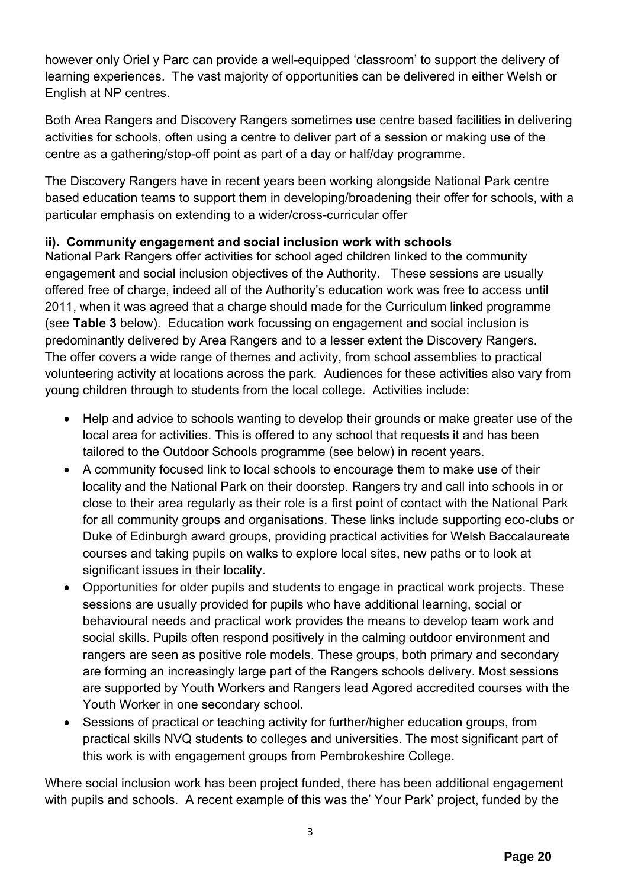however only Oriel y Parc can provide a well-equipped 'classroom' to support the delivery of learning experiences. The vast majority of opportunities can be delivered in either Welsh or English at NP centres.

Both Area Rangers and Discovery Rangers sometimes use centre based facilities in delivering activities for schools, often using a centre to deliver part of a session or making use of the centre as a gathering/stop-off point as part of a day or half/day programme.

The Discovery Rangers have in recent years been working alongside National Park centre based education teams to support them in developing/broadening their offer for schools, with a particular emphasis on extending to a wider/cross-curricular offer

**ii). Community engagement and social inclusion work with schools**

National Park Rangers offer activities for school aged children linked to the community engagement and social inclusion objectives of the Authority. These sessions are usually offered free of charge, indeed all of the Authority's education work was free to access until 2011, when it was agreed that a charge should made for the Curriculum linked programme (see **Table 3** below). Education work focussing on engagement and social inclusion is predominantly delivered by Area Rangers and to a lesser extent the Discovery Rangers. The offer covers a wide range of themes and activity, from school assemblies to practical volunteering activity at locations across the park. Audiences for these activities also vary from young children through to students from the local college. Activities include:

- Help and advice to schools wanting to develop their grounds or make greater use of the local area for activities. This is offered to any school that requests it and has been tailored to the Outdoor Schools programme (see below) in recent years.
- A community focused link to local schools to encourage them to make use of their locality and the National Park on their doorstep. Rangers try and call into schools in or close to their area regularly as their role is a first point of contact with the National Park for all community groups and organisations. These links include supporting eco-clubs or Duke of Edinburgh award groups, providing practical activities for Welsh Baccalaureate courses and taking pupils on walks to explore local sites, new paths or to look at significant issues in their locality.
- Opportunities for older pupils and students to engage in practical work projects. These sessions are usually provided for pupils who have additional learning, social or behavioural needs and practical work provides the means to develop team work and social skills. Pupils often respond positively in the calming outdoor environment and rangers are seen as positive role models. These groups, both primary and secondary are forming an increasingly large part of the Rangers schools delivery. Most sessions are supported by Youth Workers and Rangers lead Agored accredited courses with the Youth Worker in one secondary school.
- Sessions of practical or teaching activity for further/higher education groups, from practical skills NVQ students to colleges and universities. The most significant part of this work is with engagement groups from Pembrokeshire College.

Where social inclusion work has been project funded, there has been additional engagement with pupils and schools. A recent example of this was the' Your Park' project, funded by the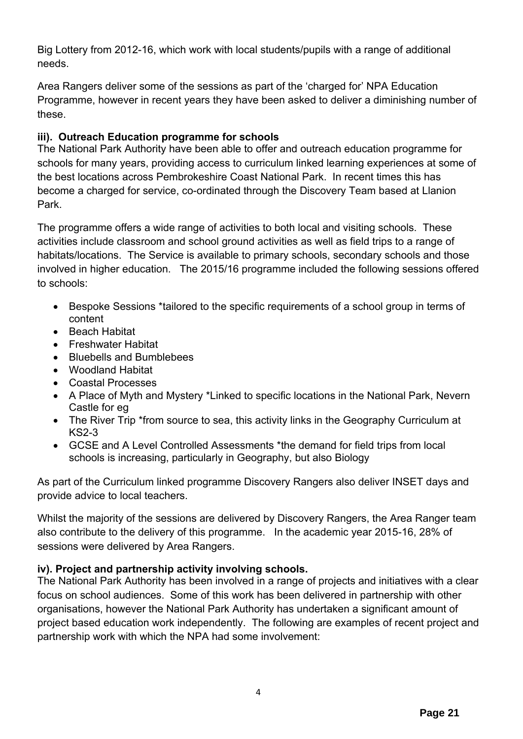Big Lottery from 2012-16, which work with local students/pupils with a range of additional needs.

Area Rangers deliver some of the sessions as part of the 'charged for' NPA Education Programme, however in recent years they have been asked to deliver a diminishing number of these.

**iii). Outreach Education programme for schools**

The National Park Authority have been able to offer and outreach education programme for schools for many years, providing access to curriculum linked learning experiences at some of the best locations across Pembrokeshire Coast National Park. In recent times this has become a charged for service, co-ordinated through the Discovery Team based at Llanion Park.

The programme offers a wide range of activities to both local and visiting schools. These activities include classroom and school ground activities as well as field trips to a range of habitats/locations. The Service is available to primary schools, secondary schools and those involved in higher education. The 2015/16 programme included the following sessions offered to schools:

- Bespoke Sessions *tailored to the specific requirements of a school group in terms of content
- Beach Habitat
- Freshwater Habitat
- Bluebells and Bumblebees
- Woodland Habitat
- Coastal Processes
- A Place of Myth and Mystery *Linked to specific locations in the National Park, Nevern Castle for eg
- The River Trip *from source to sea, this activity links in the Geography Curriculum at KS2-3
- GCSE and A Level Controlled Assessments *the demand for field trips from local schools is increasing, particularly in Geography, but also Biology

As part of the Curriculum linked programme Discovery Rangers also deliver INSET days and provide advice to local teachers.

Whilst the majority of the sessions are delivered by Discovery Rangers, the Area Ranger team also contribute to the delivery of this programme. In the academic year 2015-16, 28% of sessions were delivered by Area Rangers.

**iv). Project and partnership activity involving schools.**

The National Park Authority has been involved in a range of projects and initiatives with a clear focus on school audiences. Some of this work has been delivered in partnership with other organisations, however the National Park Authority has undertaken a significant amount of project based education work independently. The following are examples of recent project and partnership work with which the NPA had some involvement: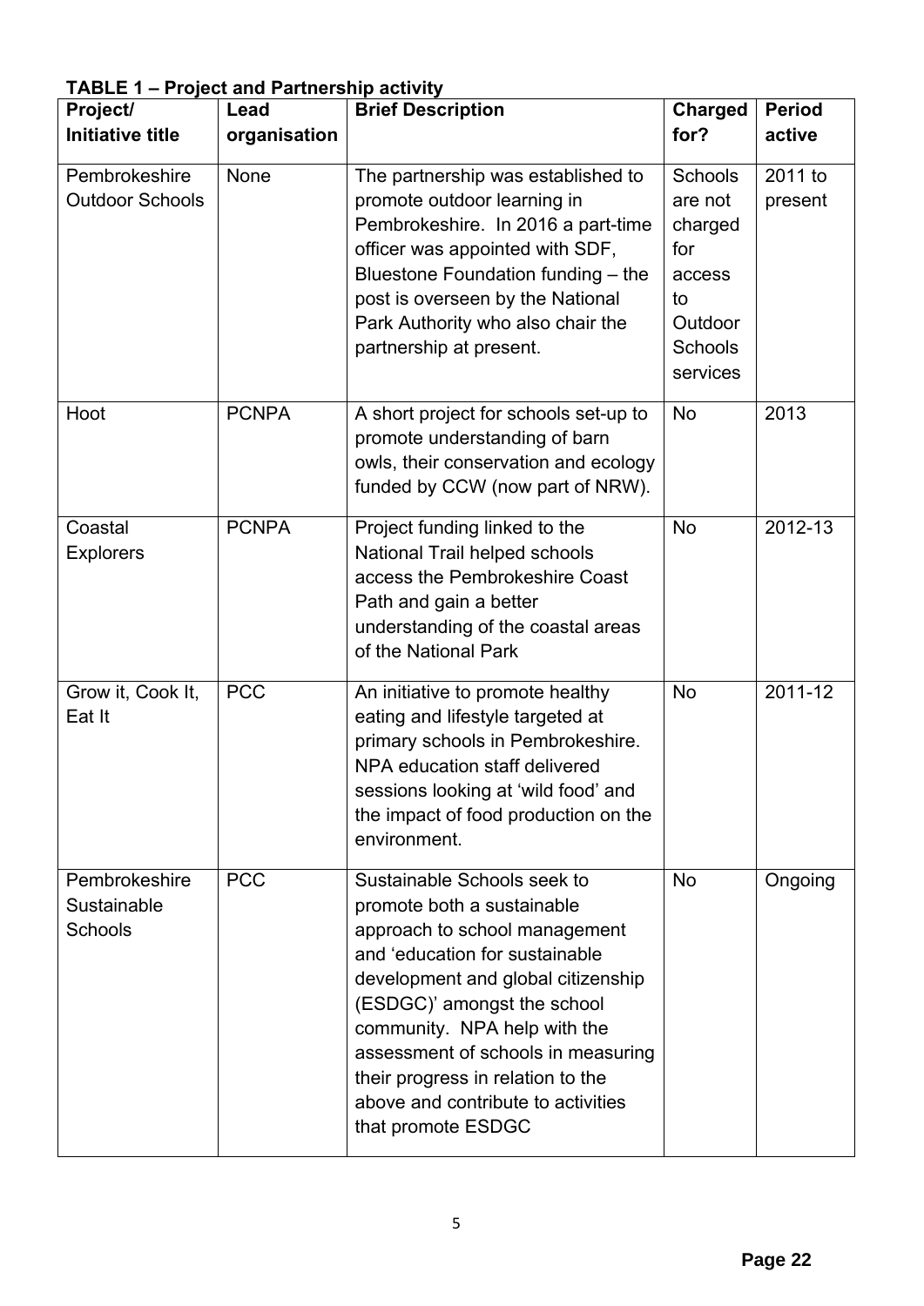**TABLE 1 – Project and Partnership activity**

| Project/ Initiative title | Lead organisation | Brief Description | Charged for? | Period active |
|---|---|---|---|---|
| Pembrokeshire Outdoor Schools | None | The partnership was established to promote outdoor learning in Pembrokeshire. In 2016 a part-time officer was appointed with SDF, Bluestone Foundation funding – the post is overseen by the National Park Authority who also chair the partnership at present. | Schools are not charged for access to Outdoor Schools services | 2011 to present |
| Hoot | PCNPA | A short project for schools set-up to promote understanding of barn owls, their conservation and ecology funded by CCW (now part of NRW). | No | 2013 |
| Coastal Explorers | PCNPA | Project funding linked to the National Trail helped schools access the Pembrokeshire Coast Path and gain a better understanding of the coastal areas of the National Park | No | 2012-13 |
| Grow it, Cook It, Eat It | PCC | An initiative to promote healthy eating and lifestyle targeted at primary schools in Pembrokeshire. NPA education staff delivered sessions looking at 'wild food' and the impact of food production on the environment. | No | 2011-12 |
| Pembrokeshire Sustainable Schools | PCC | Sustainable Schools seek to promote both a sustainable approach to school management and 'education for sustainable development and global citizenship (ESDGC)' amongst the school community. NPA help with the assessment of schools in measuring their progress in relation to the above and contribute to activities that promote ESDGC | No | Ongoing |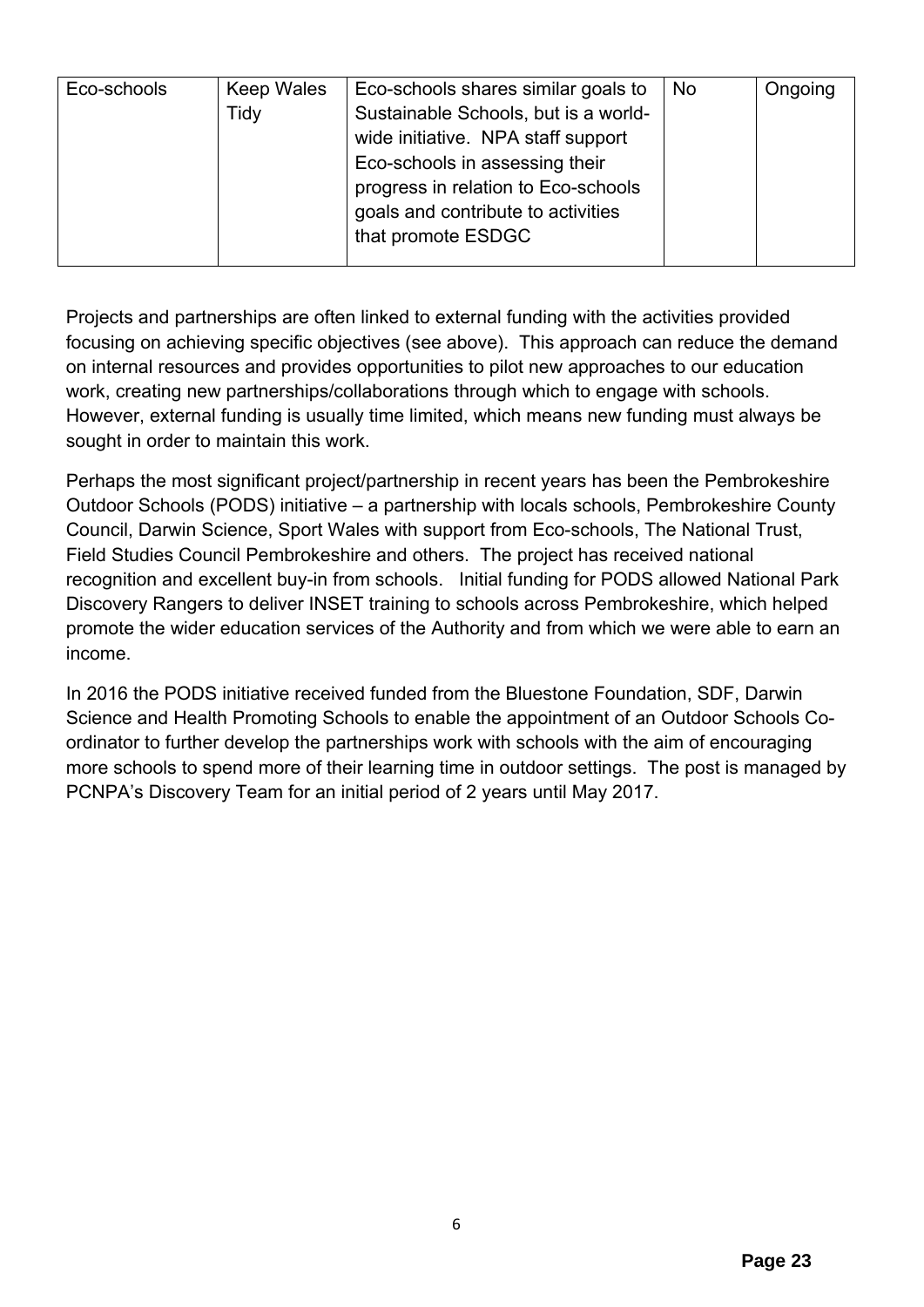| Eco-schools | Keep Wales Tidy | Eco-schools shares similar goals to Sustainable Schools, but is a world-wide initiative. NPA staff support Eco-schools in assessing their progress in relation to Eco-schools goals and contribute to activities that promote ESDGC | No | Ongoing |
|---|---|---|---|---|

Projects and partnerships are often linked to external funding with the activities provided focusing on achieving specific objectives (see above). This approach can reduce the demand on internal resources and provides opportunities to pilot new approaches to our education work, creating new partnerships/collaborations through which to engage with schools. However, external funding is usually time limited, which means new funding must always be sought in order to maintain this work.

Perhaps the most significant project/partnership in recent years has been the Pembrokeshire Outdoor Schools (PODS) initiative – a partnership with locals schools, Pembrokeshire County Council, Darwin Science, Sport Wales with support from Eco-schools, The National Trust, Field Studies Council Pembrokeshire and others. The project has received national recognition and excellent buy-in from schools. Initial funding for PODS allowed National Park Discovery Rangers to deliver INSET training to schools across Pembrokeshire, which helped promote the wider education services of the Authority and from which we were able to earn an income.

In 2016 the PODS initiative received funded from the Bluestone Foundation, SDF, Darwin Science and Health Promoting Schools to enable the appointment of an Outdoor Schools Co-ordinator to further develop the partnerships work with schools with the aim of encouraging more schools to spend more of their learning time in outdoor settings. The post is managed by PCNPA's Discovery Team for an initial period of 2 years until May 2017.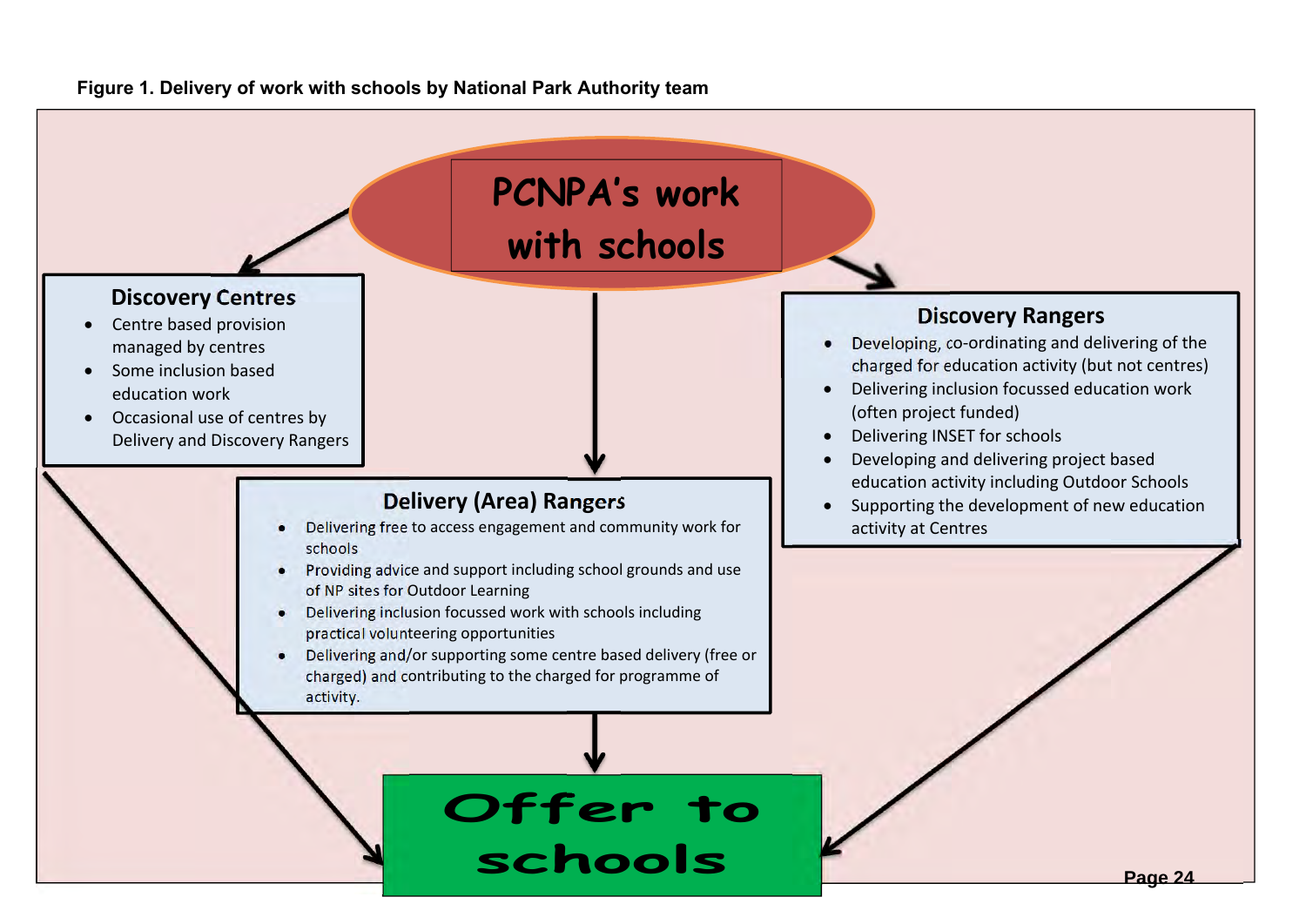**Figure 1. Delivery of work with schools by National Park Authority team**

## PCNPA's work with schools

### Discovery Centres

- Centre based provision managed by centres
- Some inclusion based education work
- Occasional use of centres by Delivery and Discovery Rangers

### Delivery (Area) Rangers

- Delivering free to access engagement and community work for schools
- Providing advice and support including school grounds and use of NP sites for Outdoor Learning
- Delivering inclusion focussed work with schools including practical volunteering opportunities
- Delivering and/or supporting some centre based delivery (free or charged) and contributing to the charged for programme of activity.

### Discovery Rangers

- Developing, co-ordinating and delivering of the charged for education activity (but not centres)
- Delivering inclusion focussed education work (often project funded)
- Delivering INSET for schools
- Developing and delivering project based education activity including Outdoor Schools
- Supporting the development of new education activity at Centres

## Offer to schools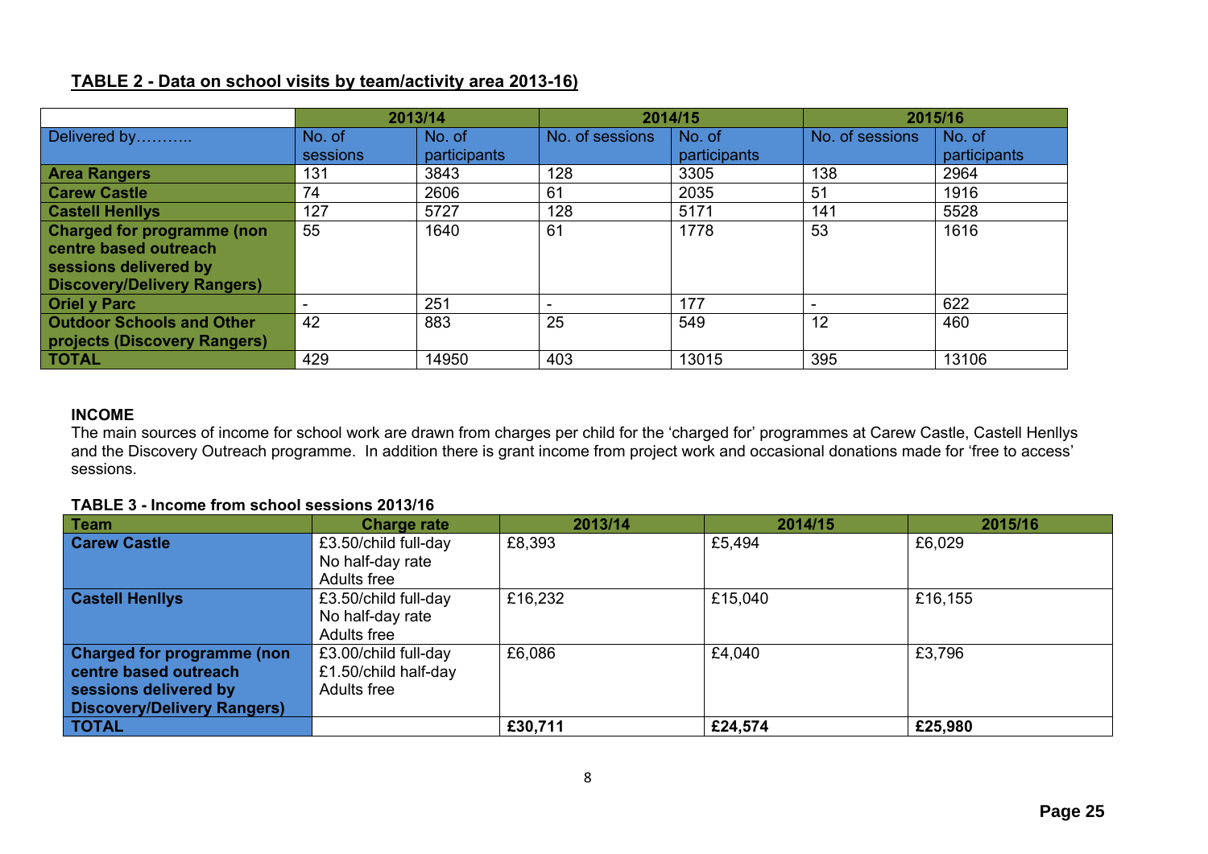**TABLE 2 - Data on school visits by team/activity area 2013-16)**

| | 2013/14 | | 2014/15 | | 2015/16 | |
|---|---|---|---|---|---|---|
| Delivered by……….. | No. of sessions | No. of participants | No. of sessions | No. of participants | No. of sessions | No. of participants |
| **Area Rangers** | 131 | 3843 | 128 | 3305 | 138 | 2964 |
| **Carew Castle** | 74 | 2606 | 61 | 2035 | 51 | 1916 |
| **Castell Henllys** | 127 | 5727 | 128 | 5171 | 141 | 5528 |
| **Charged for programme (non centre based outreach sessions delivered by Discovery/Delivery Rangers)** | 55 | 1640 | 61 | 1778 | 53 | 1616 |
| **Oriel y Parc** | - | 251 | - | 177 | - | 622 |
| **Outdoor Schools and Other projects (Discovery Rangers)** | 42 | 883 | 25 | 549 | 12 | 460 |
| **TOTAL** | 429 | 14950 | 403 | 13015 | 395 | 13106 |

**INCOME**

The main sources of income for school work are drawn from charges per child for the 'charged for' programmes at Carew Castle, Castell Henllys and the Discovery Outreach programme. In addition there is grant income from project work and occasional donations made for 'free to access' sessions.

**TABLE 3 - Income from school sessions 2013/16**

| Team | Charge rate | 2013/14 | 2014/15 | 2015/16 |
|---|---|---|---|---|
| **Carew Castle** | £3.50/child full-day<br>No half-day rate<br>Adults free | £8,393 | £5,494 | £6,029 |
| **Castell Henllys** | £3.50/child full-day<br>No half-day rate<br>Adults free | £16,232 | £15,040 | £16,155 |
| **Charged for programme (non centre based outreach sessions delivered by Discovery/Delivery Rangers)** | £3.00/child full-day<br>£1.50/child half-day<br>Adults free | £6,086 | £4,040 | £3,796 |
| **TOTAL** | | **£30,711** | **£24,574** | **£25,980** |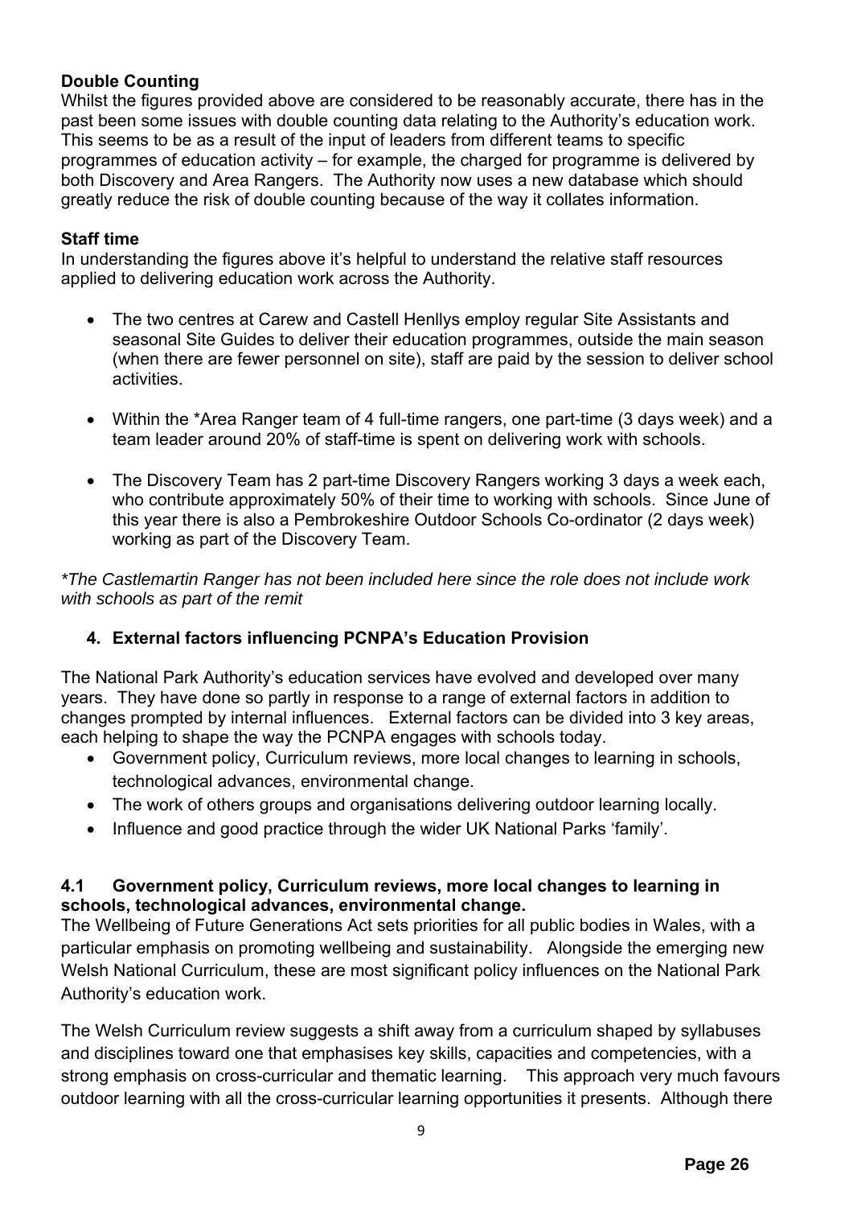**Double Counting**

Whilst the figures provided above are considered to be reasonably accurate, there has in the past been some issues with double counting data relating to the Authority's education work. This seems to be as a result of the input of leaders from different teams to specific programmes of education activity – for example, the charged for programme is delivered by both Discovery and Area Rangers. The Authority now uses a new database which should greatly reduce the risk of double counting because of the way it collates information.

**Staff time**

In understanding the figures above it's helpful to understand the relative staff resources applied to delivering education work across the Authority.

- The two centres at Carew and Castell Henllys employ regular Site Assistants and seasonal Site Guides to deliver their education programmes, outside the main season (when there are fewer personnel on site), staff are paid by the session to deliver school activities.
- Within the *Area Ranger team of 4 full-time rangers, one part-time (3 days week) and a team leader around 20% of staff-time is spent on delivering work with schools.
- The Discovery Team has 2 part-time Discovery Rangers working 3 days a week each, who contribute approximately 50% of their time to working with schools. Since June of this year there is also a Pembrokeshire Outdoor Schools Co-ordinator (2 days week) working as part of the Discovery Team.

**The Castlemartin Ranger has not been included here since the role does not include work with schools as part of the remit*

## 4. External factors influencing PCNPA's Education Provision

The National Park Authority's education services have evolved and developed over many years. They have done so partly in response to a range of external factors in addition to changes prompted by internal influences. External factors can be divided into 3 key areas, each helping to shape the way the PCNPA engages with schools today.

- Government policy, Curriculum reviews, more local changes to learning in schools, technological advances, environmental change.
- The work of others groups and organisations delivering outdoor learning locally.
- Influence and good practice through the wider UK National Parks 'family'.

### 4.1 Government policy, Curriculum reviews, more local changes to learning in schools, technological advances, environmental change.

The Wellbeing of Future Generations Act sets priorities for all public bodies in Wales, with a particular emphasis on promoting wellbeing and sustainability. Alongside the emerging new Welsh National Curriculum, these are most significant policy influences on the National Park Authority's education work.

The Welsh Curriculum review suggests a shift away from a curriculum shaped by syllabuses and disciplines toward one that emphasises key skills, capacities and competencies, with a strong emphasis on cross-curricular and thematic learning. This approach very much favours outdoor learning with all the cross-curricular learning opportunities it presents. Although there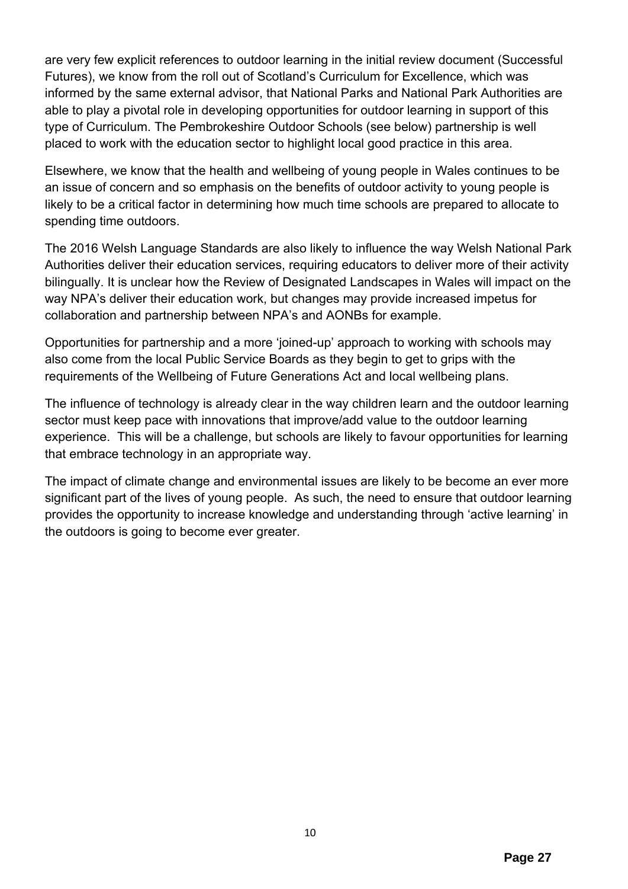are very few explicit references to outdoor learning in the initial review document (Successful Futures), we know from the roll out of Scotland's Curriculum for Excellence, which was informed by the same external advisor, that National Parks and National Park Authorities are able to play a pivotal role in developing opportunities for outdoor learning in support of this type of Curriculum. The Pembrokeshire Outdoor Schools (see below) partnership is well placed to work with the education sector to highlight local good practice in this area.

Elsewhere, we know that the health and wellbeing of young people in Wales continues to be an issue of concern and so emphasis on the benefits of outdoor activity to young people is likely to be a critical factor in determining how much time schools are prepared to allocate to spending time outdoors.

The 2016 Welsh Language Standards are also likely to influence the way Welsh National Park Authorities deliver their education services, requiring educators to deliver more of their activity bilingually. It is unclear how the Review of Designated Landscapes in Wales will impact on the way NPA's deliver their education work, but changes may provide increased impetus for collaboration and partnership between NPA's and AONBs for example.

Opportunities for partnership and a more 'joined-up' approach to working with schools may also come from the local Public Service Boards as they begin to get to grips with the requirements of the Wellbeing of Future Generations Act and local wellbeing plans.

The influence of technology is already clear in the way children learn and the outdoor learning sector must keep pace with innovations that improve/add value to the outdoor learning experience. This will be a challenge, but schools are likely to favour opportunities for learning that embrace technology in an appropriate way.

The impact of climate change and environmental issues are likely to be become an ever more significant part of the lives of young people. As such, the need to ensure that outdoor learning provides the opportunity to increase knowledge and understanding through 'active learning' in the outdoors is going to become ever greater.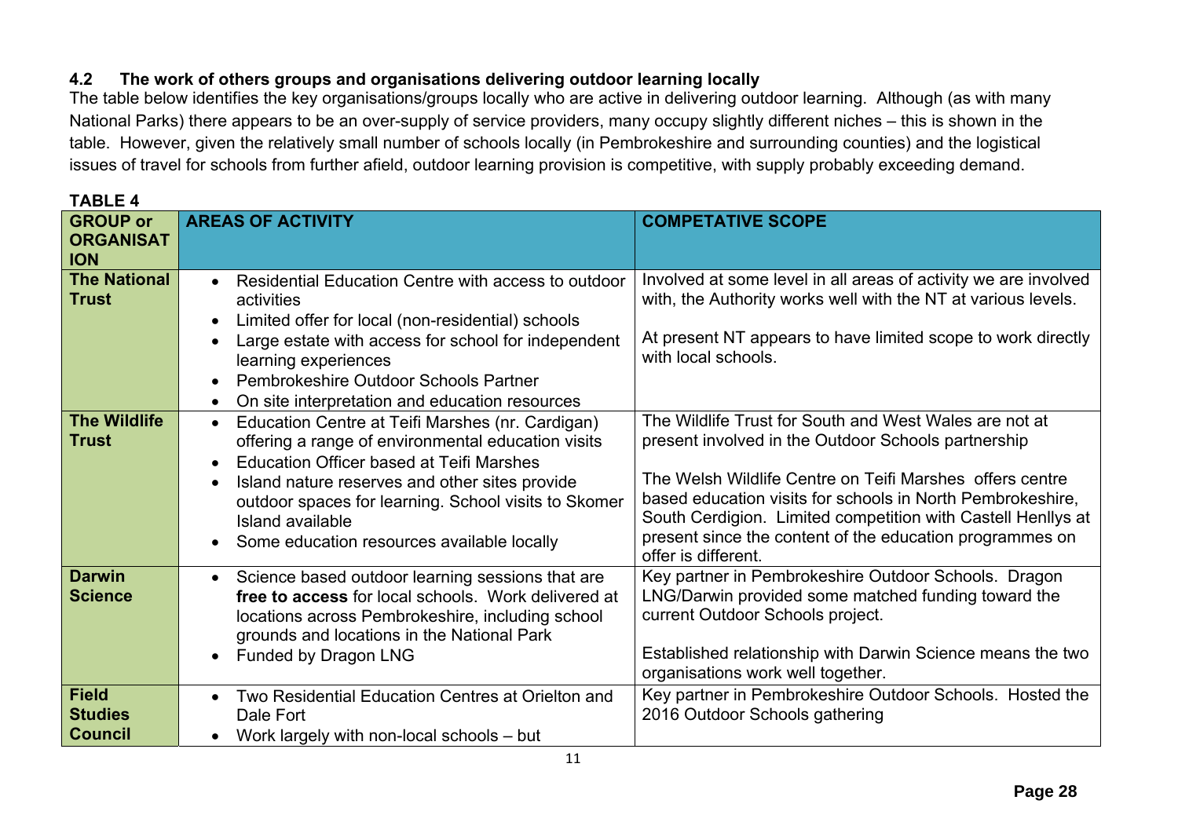### 4.2 The work of others groups and organisations delivering outdoor learning locally

The table below identifies the key organisations/groups locally who are active in delivering outdoor learning. Although (as with many National Parks) there appears to be an over-supply of service providers, many occupy slightly different niches – this is shown in the table. However, given the relatively small number of schools locally (in Pembrokeshire and surrounding counties) and the logistical issues of travel for schools from further afield, outdoor learning provision is competitive, with supply probably exceeding demand.

**TABLE 4**

| GROUP or ORGANISATION | AREAS OF ACTIVITY | COMPETATIVE SCOPE |
|---|---|---|
| **The National Trust** | • Residential Education Centre with access to outdoor activities<br>• Limited offer for local (non-residential) schools<br>• Large estate with access for school for independent learning experiences<br>• Pembrokeshire Outdoor Schools Partner<br>• On site interpretation and education resources | Involved at some level in all areas of activity we are involved with, the Authority works well with the NT at various levels.<br><br>At present NT appears to have limited scope to work directly with local schools. |
| **The Wildlife Trust** | • Education Centre at Teifi Marshes (nr. Cardigan) offering a range of environmental education visits<br>• Education Officer based at Teifi Marshes<br>• Island nature reserves and other sites provide outdoor spaces for learning. School visits to Skomer Island available<br>• Some education resources available locally | The Wildlife Trust for South and West Wales are not at present involved in the Outdoor Schools partnership<br><br>The Welsh Wildlife Centre on Teifi Marshes offers centre based education visits for schools in North Pembrokeshire, South Cerdigion. Limited competition with Castell Henllys at present since the content of the education programmes on offer is different. |
| **Darwin Science** | • Science based outdoor learning sessions that are **free to access** for local schools. Work delivered at locations across Pembrokeshire, including school grounds and locations in the National Park<br>• Funded by Dragon LNG | Key partner in Pembrokeshire Outdoor Schools. Dragon LNG/Darwin provided some matched funding toward the current Outdoor Schools project.<br><br>Established relationship with Darwin Science means the two organisations work well together. |
| **Field Studies Council** | • Two Residential Education Centres at Orielton and Dale Fort<br>• Work largely with non-local schools – but | Key partner in Pembrokeshire Outdoor Schools. Hosted the 2016 Outdoor Schools gathering |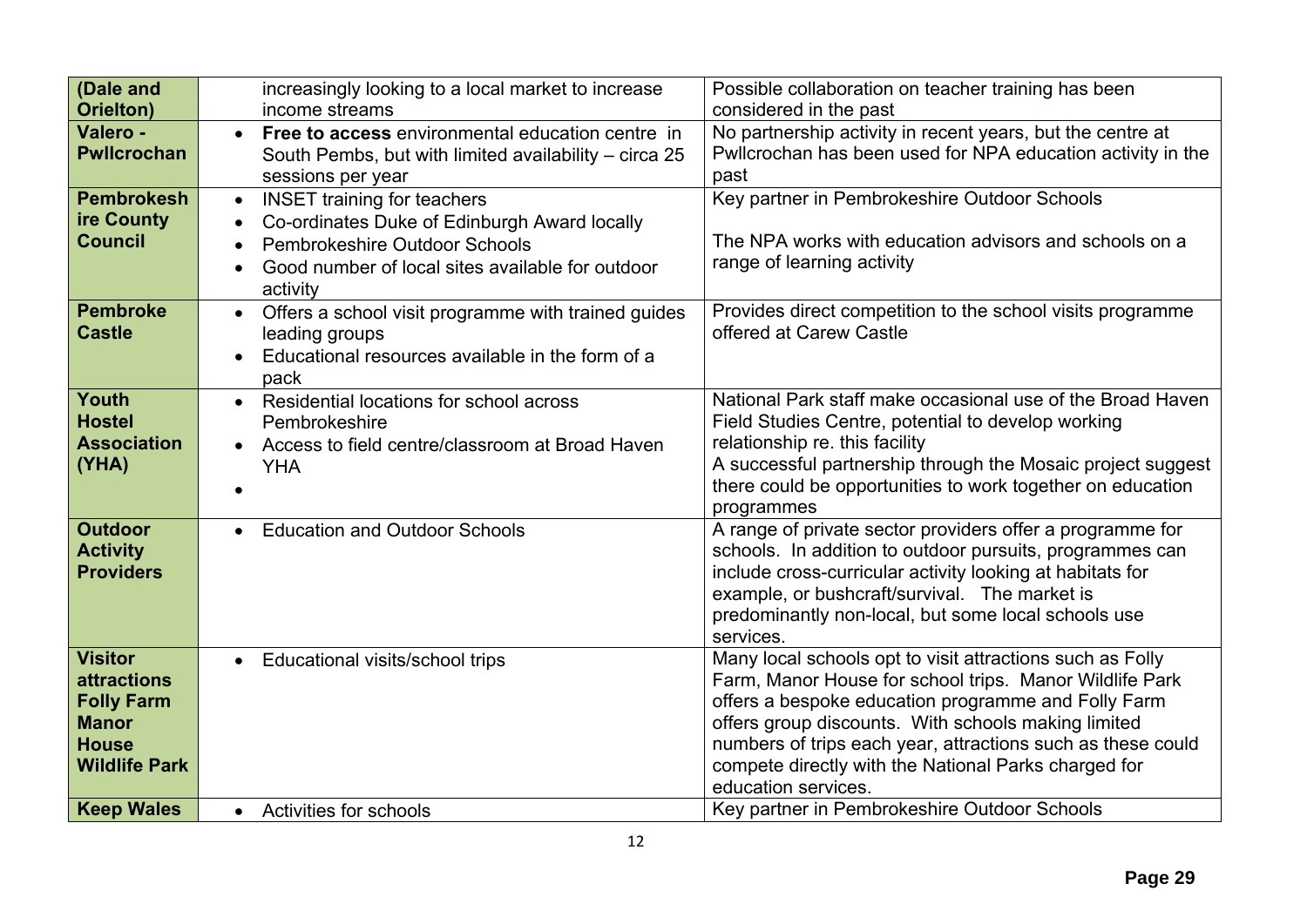| | | |
|---|---|---|
| **(Dale and Orielton)** | increasingly looking to a local market to increase income streams | Possible collaboration on teacher training has been considered in the past |
| **Valero - Pwllcrochan** | • **Free to access** environmental education centre in South Pembs, but with limited availability – circa 25 sessions per year | No partnership activity in recent years, but the centre at Pwllcrochan has been used for NPA education activity in the past |
| **Pembrokeshire County Council** | • INSET training for teachers<br>• Co-ordinates Duke of Edinburgh Award locally<br>• Pembrokeshire Outdoor Schools<br>• Good number of local sites available for outdoor activity | Key partner in Pembrokeshire Outdoor Schools<br><br>The NPA works with education advisors and schools on a range of learning activity |
| **Pembroke Castle** | • Offers a school visit programme with trained guides leading groups<br>• Educational resources available in the form of a pack | Provides direct competition to the school visits programme offered at Carew Castle |
| **Youth Hostel Association (YHA)** | • Residential locations for school across Pembrokeshire<br>• Access to field centre/classroom at Broad Haven YHA<br>• | National Park staff make occasional use of the Broad Haven Field Studies Centre, potential to develop working relationship re. this facility<br>A successful partnership through the Mosaic project suggest there could be opportunities to work together on education programmes |
| **Outdoor Activity Providers** | • Education and Outdoor Schools | A range of private sector providers offer a programme for schools. In addition to outdoor pursuits, programmes can include cross-curricular activity looking at habitats for example, or bushcraft/survival. The market is predominantly non-local, but some local schools use services. |
| **Visitor attractions Folly Farm Manor House Wildlife Park** | • Educational visits/school trips | Many local schools opt to visit attractions such as Folly Farm, Manor House for school trips. Manor Wildlife Park offers a bespoke education programme and Folly Farm offers group discounts. With schools making limited numbers of trips each year, attractions such as these could compete directly with the National Parks charged for education services. |
| **Keep Wales** | • Activities for schools | Key partner in Pembrokeshire Outdoor Schools |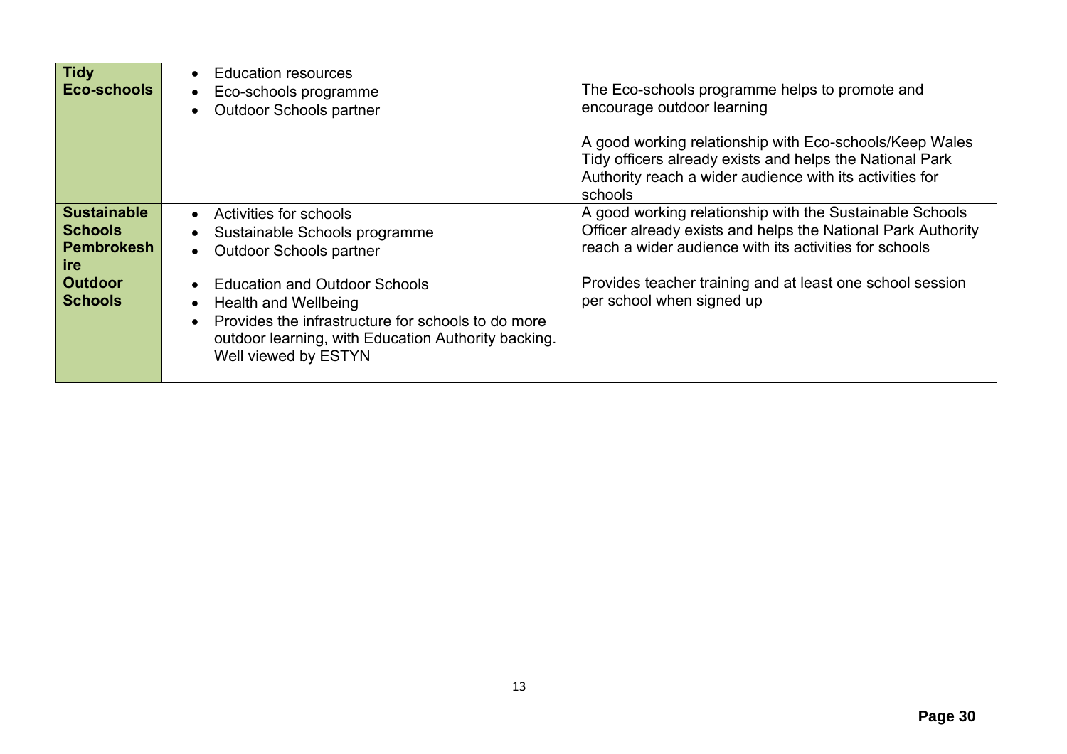| | | |
|---|---|---|
| **Tidy Eco-schools** | • Education resources<br>• Eco-schools programme<br>• Outdoor Schools partner | The Eco-schools programme helps to promote and encourage outdoor learning<br><br>A good working relationship with Eco-schools/Keep Wales Tidy officers already exists and helps the National Park Authority reach a wider audience with its activities for schools |
| **Sustainable Schools Pembrokeshire** | • Activities for schools<br>• Sustainable Schools programme<br>• Outdoor Schools partner | A good working relationship with the Sustainable Schools Officer already exists and helps the National Park Authority reach a wider audience with its activities for schools |
| **Outdoor Schools** | • Education and Outdoor Schools<br>• Health and Wellbeing<br>• Provides the infrastructure for schools to do more outdoor learning, with Education Authority backing. Well viewed by ESTYN | Provides teacher training and at least one school session per school when signed up |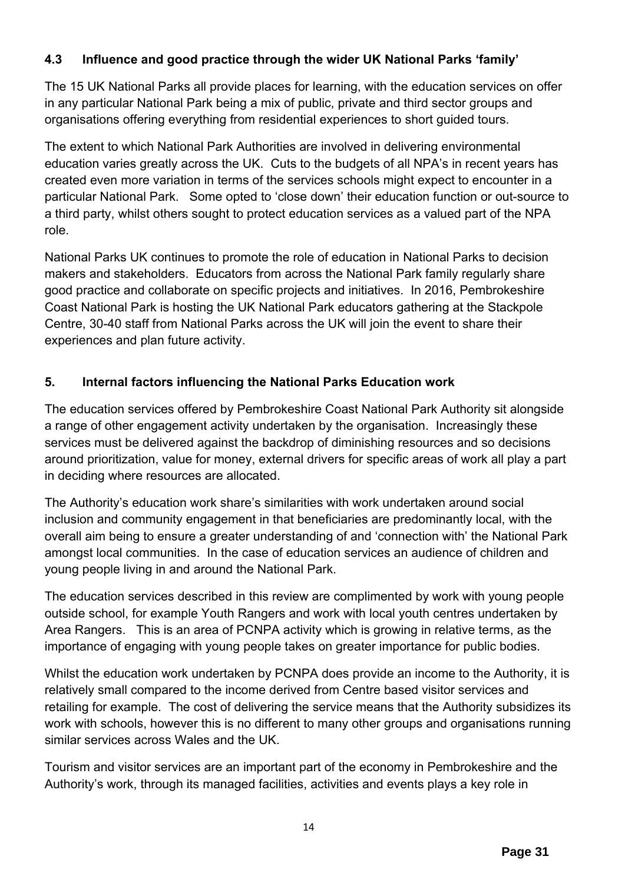### 4.3 Influence and good practice through the wider UK National Parks 'family'

The 15 UK National Parks all provide places for learning, with the education services on offer in any particular National Park being a mix of public, private and third sector groups and organisations offering everything from residential experiences to short guided tours.

The extent to which National Park Authorities are involved in delivering environmental education varies greatly across the UK. Cuts to the budgets of all NPA's in recent years has created even more variation in terms of the services schools might expect to encounter in a particular National Park. Some opted to 'close down' their education function or out-source to a third party, whilst others sought to protect education services as a valued part of the NPA role.

National Parks UK continues to promote the role of education in National Parks to decision makers and stakeholders. Educators from across the National Park family regularly share good practice and collaborate on specific projects and initiatives. In 2016, Pembrokeshire Coast National Park is hosting the UK National Park educators gathering at the Stackpole Centre, 30-40 staff from National Parks across the UK will join the event to share their experiences and plan future activity.

## 5. Internal factors influencing the National Parks Education work

The education services offered by Pembrokeshire Coast National Park Authority sit alongside a range of other engagement activity undertaken by the organisation. Increasingly these services must be delivered against the backdrop of diminishing resources and so decisions around prioritization, value for money, external drivers for specific areas of work all play a part in deciding where resources are allocated.

The Authority's education work share's similarities with work undertaken around social inclusion and community engagement in that beneficiaries are predominantly local, with the overall aim being to ensure a greater understanding of and 'connection with' the National Park amongst local communities. In the case of education services an audience of children and young people living in and around the National Park.

The education services described in this review are complimented by work with young people outside school, for example Youth Rangers and work with local youth centres undertaken by Area Rangers. This is an area of PCNPA activity which is growing in relative terms, as the importance of engaging with young people takes on greater importance for public bodies.

Whilst the education work undertaken by PCNPA does provide an income to the Authority, it is relatively small compared to the income derived from Centre based visitor services and retailing for example. The cost of delivering the service means that the Authority subsidizes its work with schools, however this is no different to many other groups and organisations running similar services across Wales and the UK.

Tourism and visitor services are an important part of the economy in Pembrokeshire and the Authority's work, through its managed facilities, activities and events plays a key role in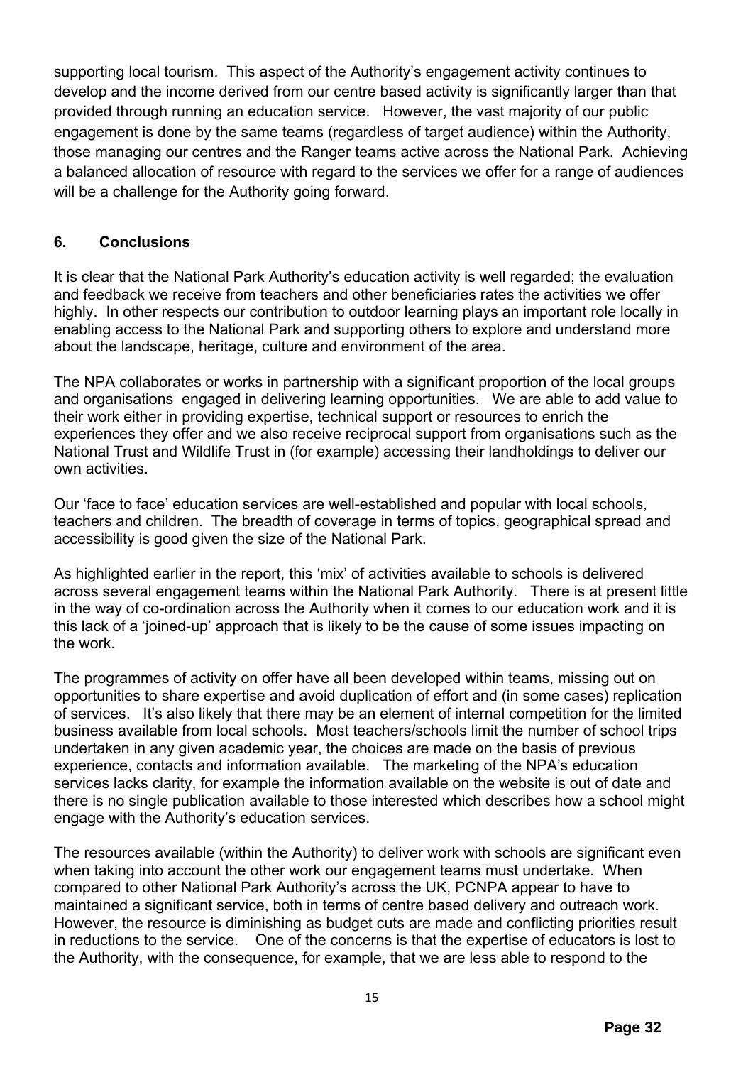supporting local tourism. This aspect of the Authority's engagement activity continues to develop and the income derived from our centre based activity is significantly larger than that provided through running an education service. However, the vast majority of our public engagement is done by the same teams (regardless of target audience) within the Authority, those managing our centres and the Ranger teams active across the National Park. Achieving a balanced allocation of resource with regard to the services we offer for a range of audiences will be a challenge for the Authority going forward.

## 6. Conclusions

It is clear that the National Park Authority's education activity is well regarded; the evaluation and feedback we receive from teachers and other beneficiaries rates the activities we offer highly. In other respects our contribution to outdoor learning plays an important role locally in enabling access to the National Park and supporting others to explore and understand more about the landscape, heritage, culture and environment of the area.

The NPA collaborates or works in partnership with a significant proportion of the local groups and organisations engaged in delivering learning opportunities. We are able to add value to their work either in providing expertise, technical support or resources to enrich the experiences they offer and we also receive reciprocal support from organisations such as the National Trust and Wildlife Trust in (for example) accessing their landholdings to deliver our own activities.

Our 'face to face' education services are well-established and popular with local schools, teachers and children. The breadth of coverage in terms of topics, geographical spread and accessibility is good given the size of the National Park.

As highlighted earlier in the report, this 'mix' of activities available to schools is delivered across several engagement teams within the National Park Authority. There is at present little in the way of co-ordination across the Authority when it comes to our education work and it is this lack of a 'joined-up' approach that is likely to be the cause of some issues impacting on the work.

The programmes of activity on offer have all been developed within teams, missing out on opportunities to share expertise and avoid duplication of effort and (in some cases) replication of services. It's also likely that there may be an element of internal competition for the limited business available from local schools. Most teachers/schools limit the number of school trips undertaken in any given academic year, the choices are made on the basis of previous experience, contacts and information available. The marketing of the NPA's education services lacks clarity, for example the information available on the website is out of date and there is no single publication available to those interested which describes how a school might engage with the Authority's education services.

The resources available (within the Authority) to deliver work with schools are significant even when taking into account the other work our engagement teams must undertake. When compared to other National Park Authority's across the UK, PCNPA appear to have to maintained a significant service, both in terms of centre based delivery and outreach work. However, the resource is diminishing as budget cuts are made and conflicting priorities result in reductions to the service. One of the concerns is that the expertise of educators is lost to the Authority, with the consequence, for example, that we are less able to respond to the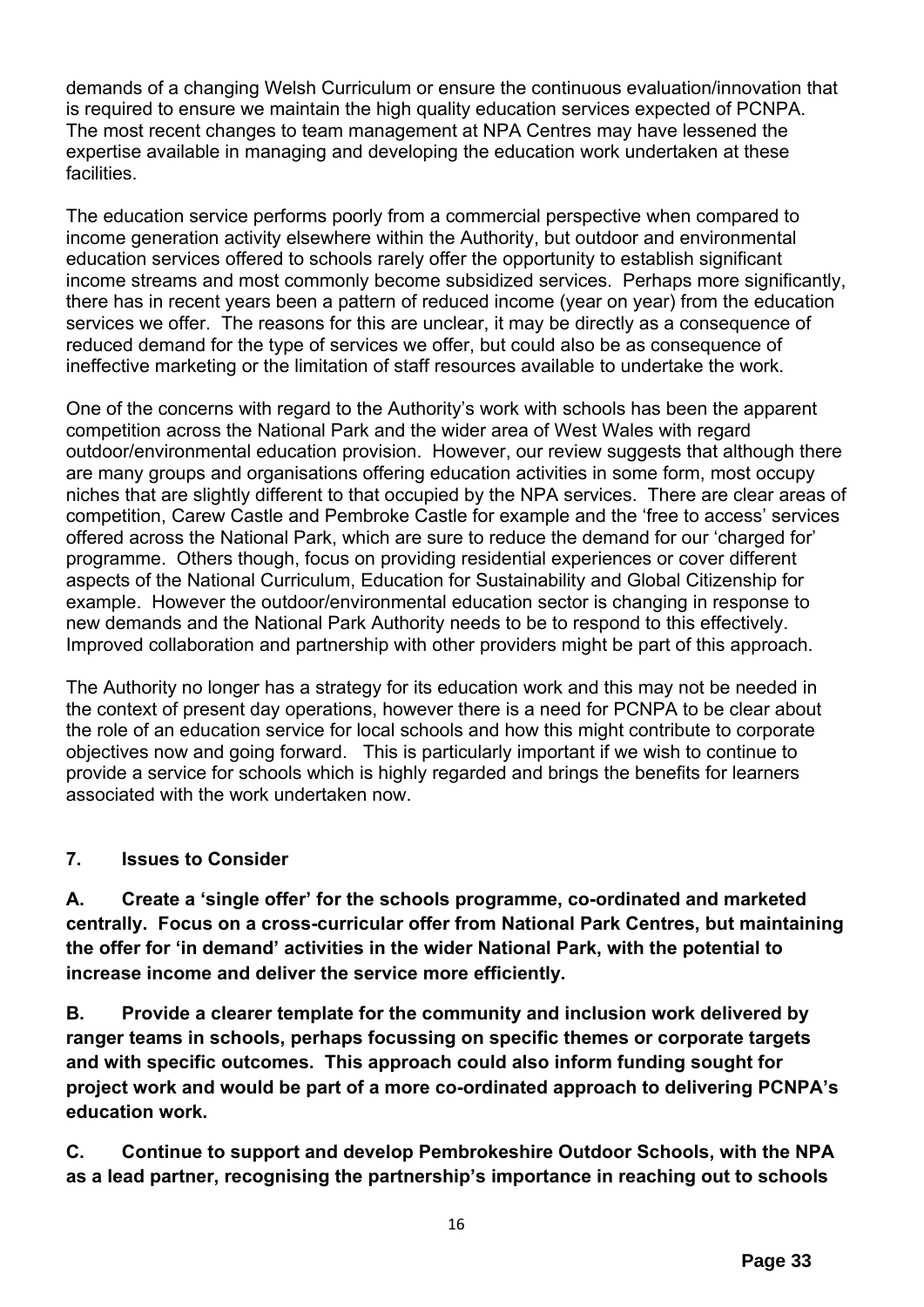demands of a changing Welsh Curriculum or ensure the continuous evaluation/innovation that is required to ensure we maintain the high quality education services expected of PCNPA. The most recent changes to team management at NPA Centres may have lessened the expertise available in managing and developing the education work undertaken at these facilities.

The education service performs poorly from a commercial perspective when compared to income generation activity elsewhere within the Authority, but outdoor and environmental education services offered to schools rarely offer the opportunity to establish significant income streams and most commonly become subsidized services. Perhaps more significantly, there has in recent years been a pattern of reduced income (year on year) from the education services we offer. The reasons for this are unclear, it may be directly as a consequence of reduced demand for the type of services we offer, but could also be as consequence of ineffective marketing or the limitation of staff resources available to undertake the work.

One of the concerns with regard to the Authority's work with schools has been the apparent competition across the National Park and the wider area of West Wales with regard outdoor/environmental education provision. However, our review suggests that although there are many groups and organisations offering education activities in some form, most occupy niches that are slightly different to that occupied by the NPA services. There are clear areas of competition, Carew Castle and Pembroke Castle for example and the 'free to access' services offered across the National Park, which are sure to reduce the demand for our 'charged for' programme. Others though, focus on providing residential experiences or cover different aspects of the National Curriculum, Education for Sustainability and Global Citizenship for example. However the outdoor/environmental education sector is changing in response to new demands and the National Park Authority needs to be to respond to this effectively. Improved collaboration and partnership with other providers might be part of this approach.

The Authority no longer has a strategy for its education work and this may not be needed in the context of present day operations, however there is a need for PCNPA to be clear about the role of an education service for local schools and how this might contribute to corporate objectives now and going forward. This is particularly important if we wish to continue to provide a service for schools which is highly regarded and brings the benefits for learners associated with the work undertaken now.

## 7. Issues to Consider

**A. Create a 'single offer' for the schools programme, co-ordinated and marketed centrally. Focus on a cross-curricular offer from National Park Centres, but maintaining the offer for 'in demand' activities in the wider National Park, with the potential to increase income and deliver the service more efficiently.**

**B. Provide a clearer template for the community and inclusion work delivered by ranger teams in schools, perhaps focussing on specific themes or corporate targets and with specific outcomes. This approach could also inform funding sought for project work and would be part of a more co-ordinated approach to delivering PCNPA's education work.**

**C. Continue to support and develop Pembrokeshire Outdoor Schools, with the NPA as a lead partner, recognising the partnership's importance in reaching out to schools**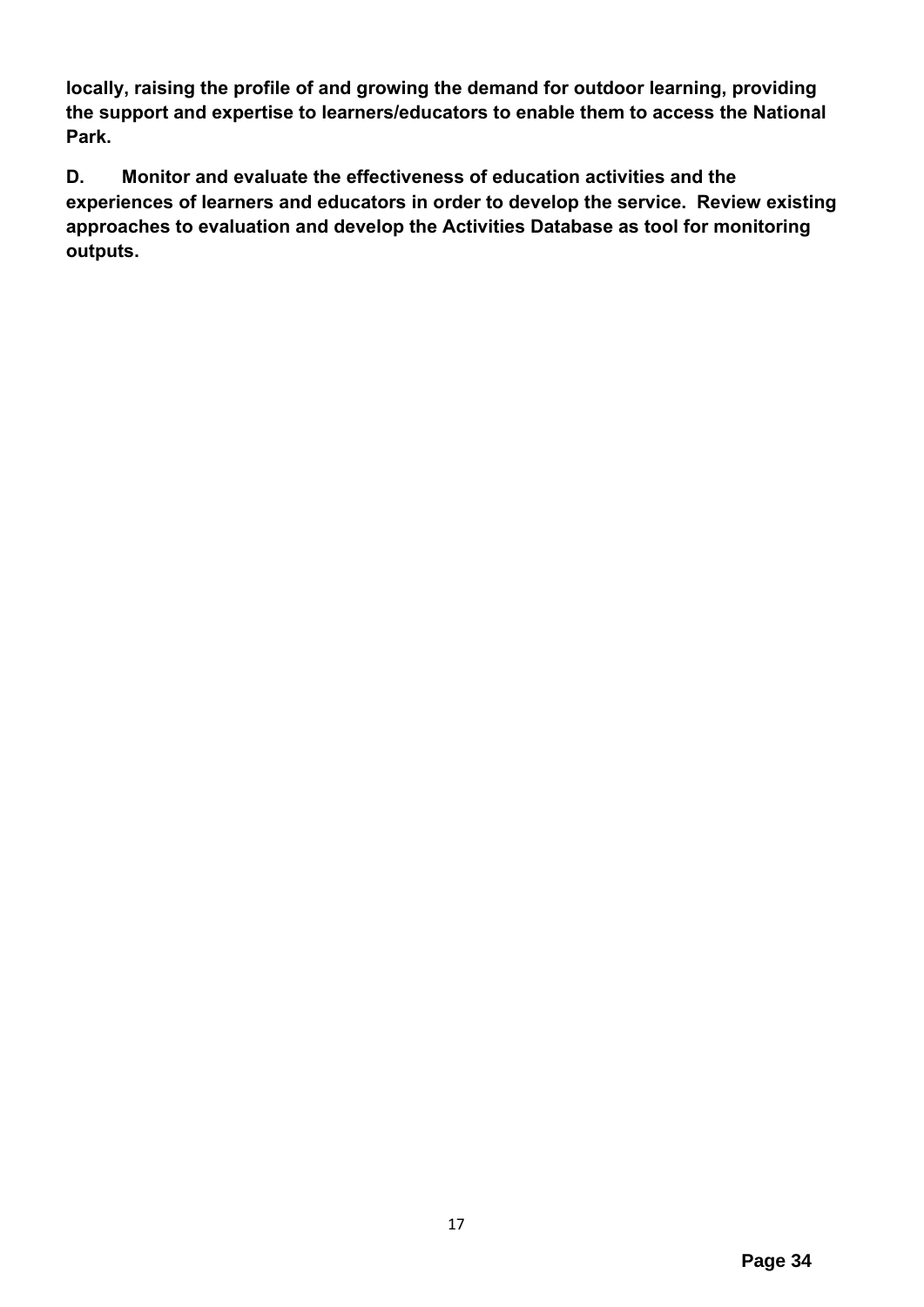**locally, raising the profile of and growing the demand for outdoor learning, providing the support and expertise to learners/educators to enable them to access the National Park.**

**D. Monitor and evaluate the effectiveness of education activities and the experiences of learners and educators in order to develop the service. Review existing approaches to evaluation and develop the Activities Database as tool for monitoring outputs.**